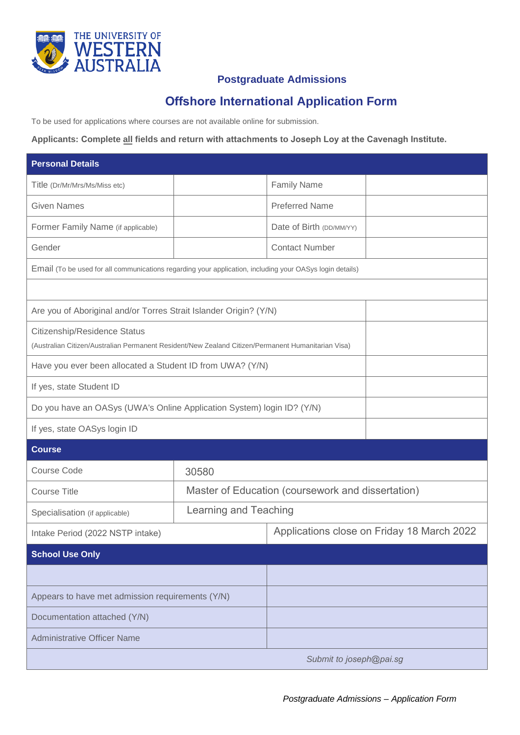THE UNIVERSITY OF WESTERN AUSTRALIA

## Postgraduate Admissions

# Offshore International Application Form

To be used for applications where courses are not available online for submission.

**Applicants: Complete all fields and return with attachments to Joseph Loy at the Cavenagh Institute.**

| **Personal Details** | | | |
|---|---|---|---|
| Title (Dr/Mr/Mrs/Ms/Miss etc) | | Family Name | |
| Given Names | | Preferred Name | |
| Former Family Name (if applicable) | | Date of Birth (DD/MM/YY) | |
| Gender | | Contact Number | |
| Email (To be used for all communications regarding your application, including your OASys login details) | | | |
| | | | |
| Are you of Aboriginal and/or Torres Strait Islander Origin? (Y/N) | | | |
| Citizenship/Residence Status (Australian Citizen/Australian Permanent Resident/New Zealand Citizen/Permanent Humanitarian Visa) | | | |
| Have you ever been allocated a Student ID from UWA? (Y/N) | | | |
| If yes, state Student ID | | | |
| Do you have an OASys (UWA's Online Application System) login ID? (Y/N) | | | |
| If yes, state OASys login ID | | | |
| **Course** | | | |
| Course Code | 30580 | | |
| Course Title | Master of Education (coursework and dissertation) | | |
| Specialisation (if applicable) | Learning and Teaching | | |
| Intake Period (2022 NSTP intake) | | Applications close on Friday 18 March 2022 | |
| **School Use Only** | | | |
| | | | |
| Appears to have met admission requirements (Y/N) | | | |
| Documentation attached (Y/N) | | | |
| Administrative Officer Name | | | |
| | | *Submit to joseph@pai.sg* | |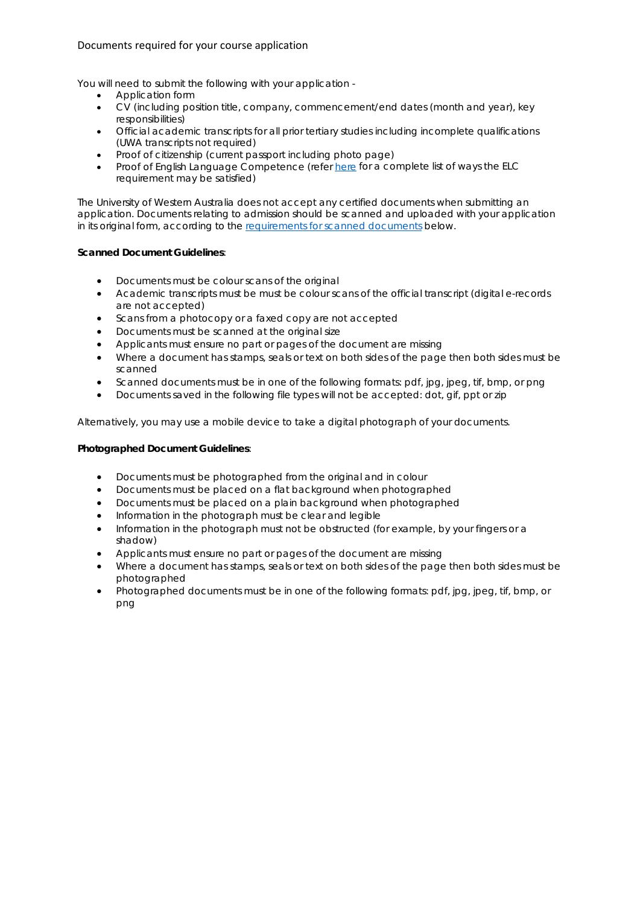Documents required for your course application

You will need to submit the following with your application -

- Application form
- CV (including position title, company, commencement/end dates (month and year), key responsibilities)
- Official academic transcripts for all prior tertiary studies including incomplete qualifications (UWA transcripts not required)
- Proof of citizenship (current passport including photo page)
- Proof of English Language Competence (refer [here]() for a complete list of ways the ELC requirement may be satisfied)

The University of Western Australia does not accept any certified documents when submitting an application. Documents relating to admission should be scanned and uploaded with your application in its original form, according to the [requirements for scanned documents]() below.

**Scanned Document Guidelines**:

- Documents must be colour scans of the original
- Academic transcripts must be must be colour scans of the official transcript (digital e-records are not accepted)
- Scans from a photocopy or a faxed copy are not accepted
- Documents must be scanned at the original size
- Applicants must ensure no part or pages of the document are missing
- Where a document has stamps, seals or text on both sides of the page then both sides must be scanned
- Scanned documents must be in one of the following formats: pdf, jpg, jpeg, tif, bmp, or png
- Documents saved in the following file types will not be accepted: dot, gif, ppt or zip

Alternatively, you may use a mobile device to take a digital photograph of your documents.

**Photographed Document Guidelines**:

- Documents must be photographed from the original and in colour
- Documents must be placed on a flat background when photographed
- Documents must be placed on a plain background when photographed
- Information in the photograph must be clear and legible
- Information in the photograph must not be obstructed (for example, by your fingers or a shadow)
- Applicants must ensure no part or pages of the document are missing
- Where a document has stamps, seals or text on both sides of the page then both sides must be photographed
- Photographed documents must be in one of the following formats: pdf, jpg, jpeg, tif, bmp, or png